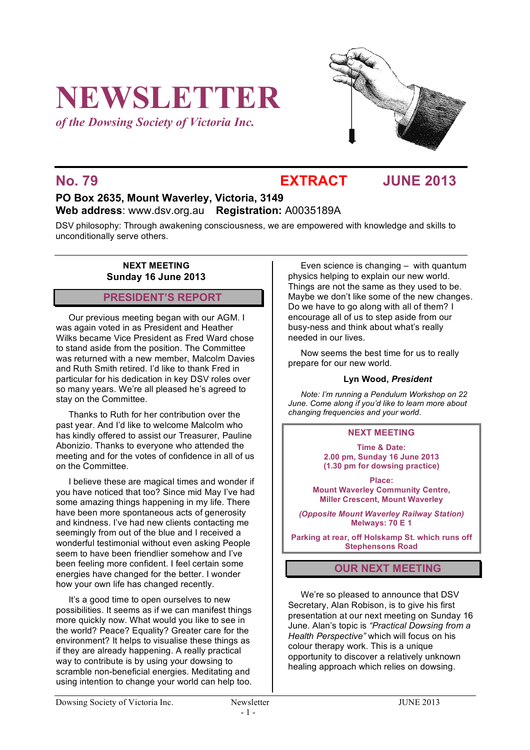# NEWSLETTER

*of the Dowsing Society of Victoria Inc.*

## No. 79 EXTRACT JUNE 2013

**PO Box 2635, Mount Waverley, Victoria, 3149**
**Web address**: www.dsv.org.au **Registration:** A0035189A

DSV philosophy: Through awakening consciousness, we are empowered with knowledge and skills to unconditionally serve others.

**NEXT MEETING**
**Sunday 16 June 2013**

## PRESIDENT'S REPORT

Our previous meeting began with our AGM. I was again voted in as President and Heather Wilks became Vice President as Fred Ward chose to stand aside from the position. The Committee was returned with a new member, Malcolm Davies and Ruth Smith retired. I'd like to thank Fred in particular for his dedication in key DSV roles over so many years. We're all pleased he's agreed to stay on the Committee.

Thanks to Ruth for her contribution over the past year. And I'd like to welcome Malcolm who has kindly offered to assist our Treasurer, Pauline Abonizio. Thanks to everyone who attended the meeting and for the votes of confidence in all of us on the Committee.

I believe these are magical times and wonder if you have noticed that too? Since mid May I've had some amazing things happening in my life. There have been more spontaneous acts of generosity and kindness. I've had new clients contacting me seemingly from out of the blue and I received a wonderful testimonial without even asking People seem to have been friendlier somehow and I've been feeling more confident. I feel certain some energies have changed for the better. I wonder how your own life has changed recently.

It's a good time to open ourselves to new possibilities. It seems as if we can manifest things more quickly now. What would you like to see in the world? Peace? Equality? Greater care for the environment? It helps to visualise these things as if they are already happening. A really practical way to contribute is by using your dowsing to scramble non-beneficial energies. Meditating and using intention to change your world can help too.

Even science is changing – with quantum physics helping to explain our new world. Things are not the same as they used to be. Maybe we don't like some of the new changes. Do we have to go along with all of them? I encourage all of us to step aside from our busy-ness and think about what's really needed in our lives.

Now seems the best time for us to really prepare for our new world.

**Lyn Wood, *President***

*Note: I'm running a Pendulum Workshop on 22 June. Come along if you'd like to learn more about changing frequencies and your world.*

**NEXT MEETING**

**Time & Date:**
**2.00 pm, Sunday 16 June 2013**
**(1.30 pm for dowsing practice)**

**Place:**
**Mount Waverley Community Centre,**
**Miller Crescent, Mount Waverley**

***(Opposite Mount Waverley Railway Station)***
**Melways: 70 E 1**

**Parking at rear, off Holskamp St. which runs off Stephensons Road**

## OUR NEXT MEETING

We're so pleased to announce that DSV Secretary, Alan Robison, is to give his first presentation at our next meeting on Sunday 16 June. Alan's topic is *"Practical Dowsing from a Health Perspective"* which will focus on his colour therapy work. This is a unique opportunity to discover a relatively unknown healing approach which relies on dowsing.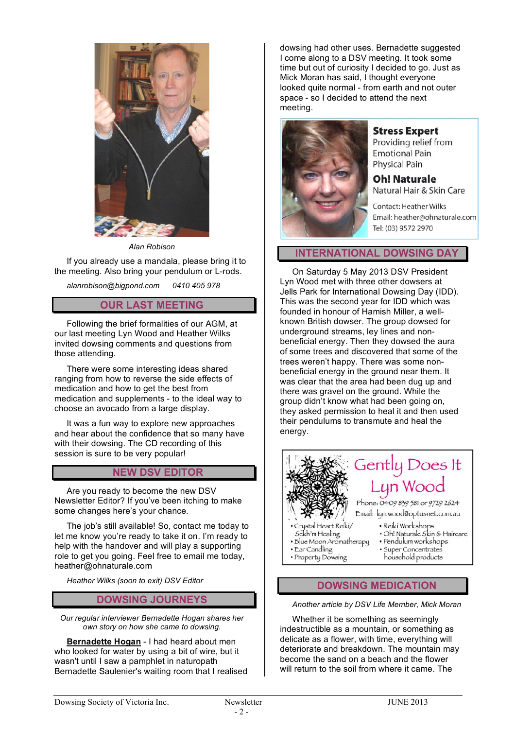*Alan Robison*

If you already use a mandala, please bring it to the meeting. Also bring your pendulum or L-rods.

*alanrobison@bigpond.com     0410 405 978*

## OUR LAST MEETING

Following the brief formalities of our AGM, at our last meeting Lyn Wood and Heather Wilks invited dowsing comments and questions from those attending.

There were some interesting ideas shared ranging from how to reverse the side effects of medication and how to get the best from medication and supplements - to the ideal way to choose an avocado from a large display.

It was a fun way to explore new approaches and hear about the confidence that so many have with their dowsing. The CD recording of this session is sure to be very popular!

## NEW DSV EDITOR

Are you ready to become the new DSV Newsletter Editor? If you've been itching to make some changes here's your chance.

The job's still available! So, contact me today to let me know you're ready to take it on. I'm ready to help with the handover and will play a supporting role to get you going. Feel free to email me today, heather@ohnaturale.com

*Heather Wilks (soon to exit) DSV Editor*

## DOWSING JOURNEYS

*Our regular interviewer Bernadette Hogan shares her own story on how she came to dowsing.*

**Bernadette Hogan** - I had heard about men who looked for water by using a bit of wire, but it wasn't until I saw a pamphlet in naturopath Bernadette Saulenier's waiting room that I realised dowsing had other uses. Bernadette suggested I come along to a DSV meeting. It took some time but out of curiosity I decided to go. Just as Mick Moran has said, I thought everyone looked quite normal - from earth and not outer space - so I decided to attend the next meeting.

**Stress Expert**
Providing relief from
Emotional Pain
Physical Pain

**Oh! Naturale**
Natural Hair & Skin Care

Contact: Heather Wilks
Email: heather@ohnaturale.com
Tel: (03) 9572 2970

## INTERNATIONAL DOWSING DAY

On Saturday 5 May 2013 DSV President Lyn Wood met with three other dowsers at Jells Park for International Dowsing Day (IDD). This was the second year for IDD which was founded in honour of Hamish Miller, a well-known British dowser. The group dowsed for underground streams, ley lines and non-beneficial energy. Then they dowsed the aura of some trees and discovered that some of the trees weren't happy. There was some non-beneficial energy in the ground near them. It was clear that the area had been dug up and there was gravel on the ground. While the group didn't know what had been going on, they asked permission to heal it and then used their pendulums to transmute and heal the energy.

**Gently Does It**
**Lyn Wood**
Phone: 0409 839 581 or 9729 2624
Email: lyn.wood@optusnet.com.au

- Crystal Heart Reiki/ Sekh'm Healing
- Blue Moon Aromatherapy
- Ear Candling
- Property Dowsing
- Reiki Workshops
- Oh! Naturale Skin & Haircare
- Pendulum workshops
- Super Concentrates household products

## DOWSING MEDICATION

*Another article by DSV Life Member, Mick Moran*

Whether it be something as seemingly indestructible as a mountain, or something as delicate as a flower, with time, everything will deteriorate and breakdown. The mountain may become the sand on a beach and the flower will return to the soil from where it came. The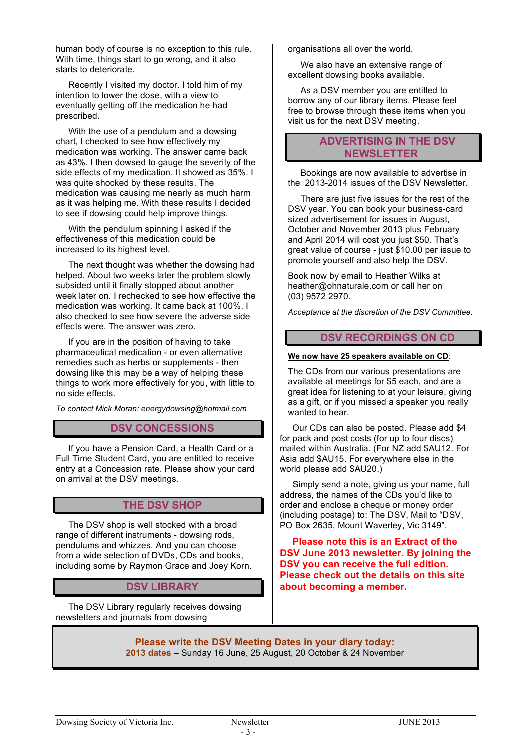human body of course is no exception to this rule. With time, things start to go wrong, and it also starts to deteriorate.

Recently I visited my doctor. I told him of my intention to lower the dose, with a view to eventually getting off the medication he had prescribed.

With the use of a pendulum and a dowsing chart, I checked to see how effectively my medication was working. The answer came back as 43%. I then dowsed to gauge the severity of the side effects of my medication. It showed as 35%. I was quite shocked by these results. The medication was causing me nearly as much harm as it was helping me. With these results I decided to see if dowsing could help improve things.

With the pendulum spinning I asked if the effectiveness of this medication could be increased to its highest level.

The next thought was whether the dowsing had helped. About two weeks later the problem slowly subsided until it finally stopped about another week later on. I rechecked to see how effective the medication was working. It came back at 100%. I also checked to see how severe the adverse side effects were. The answer was zero.

If you are in the position of having to take pharmaceutical medication - or even alternative remedies such as herbs or supplements - then dowsing like this may be a way of helping these things to work more effectively for you, with little to no side effects.

*To contact Mick Moran: energydowsing@hotmail.com*

## DSV CONCESSIONS

If you have a Pension Card, a Health Card or a Full Time Student Card, you are entitled to receive entry at a Concession rate. Please show your card on arrival at the DSV meetings.

## THE DSV SHOP

The DSV shop is well stocked with a broad range of different instruments - dowsing rods, pendulums and whizzes. And you can choose from a wide selection of DVDs, CDs and books, including some by Raymon Grace and Joey Korn.

## DSV LIBRARY

The DSV Library regularly receives dowsing newsletters and journals from dowsing organisations all over the world.

We also have an extensive range of excellent dowsing books available.

As a DSV member you are entitled to borrow any of our library items. Please feel free to browse through these items when you visit us for the next DSV meeting.

## ADVERTISING IN THE DSV NEWSLETTER

Bookings are now available to advertise in the 2013-2014 issues of the DSV Newsletter.

There are just five issues for the rest of the DSV year. You can book your business-card sized advertisement for issues in August, October and November 2013 plus February and April 2014 will cost you just $50. That's great value of course - just $10.00 per issue to promote yourself and also help the DSV.

Book now by email to Heather Wilks at heather@ohnaturale.com or call her on (03) 9572 2970.

*Acceptance at the discretion of the DSV Committee.*

## DSV RECORDINGS ON CD

**We now have 25 speakers available on CD**:

The CDs from our various presentations are available at meetings for $5 each, and are a great idea for listening to at your leisure, giving as a gift, or if you missed a speaker you really wanted to hear.

Our CDs can also be posted. Please add $4 for pack and post costs (for up to four discs) mailed within Australia. (For NZ add $AU12. For Asia add $AU15. For everywhere else in the world please add $AU20.)

Simply send a note, giving us your name, full address, the names of the CDs you'd like to order and enclose a cheque or money order (including postage) to: The DSV, Mail to "DSV, PO Box 2635, Mount Waverley, Vic 3149".

**Please note this is an Extract of the DSV June 2013 newsletter. By joining the DSV you can receive the full edition. Please check out the details on this site about becoming a member.**

**Please write the DSV Meeting Dates in your diary today:**
**2013 dates** – Sunday 16 June, 25 August, 20 October & 24 November